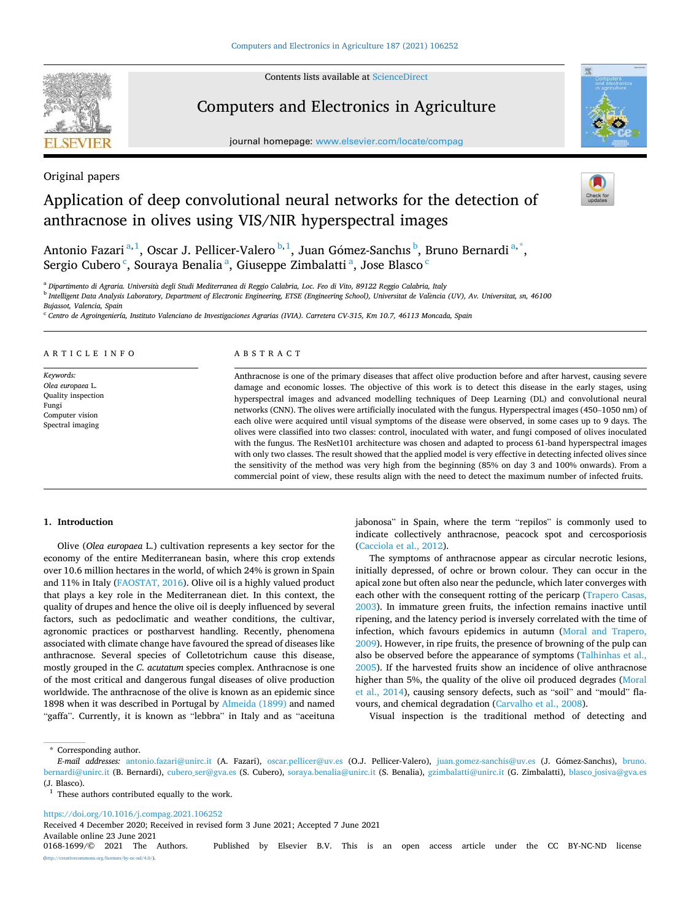Original papers

# Application of deep convolutional neural networks for the detection of anthracnose in olives using VIS/NIR hyperspectral images

Antonio Fazari[a,1], Oscar J. Pellicer-Valero[b,1], Juan Gómez-Sanchıs[b], Bruno Bernardi[a,*], Sergio Cubero[c], Souraya Benalia[a], Giuseppe Zimbalatti[a], Jose Blasco[c]

[a] Dipartimento di Agraria. Università degli Studi Mediterranea di Reggio Calabria, Loc. Feo di Vito, 89122 Reggio Calabria, Italy

[b] Intelligent Data Analysis Laboratory, Department of Electronic Engineering, ETSE (Engineering School), Universitat de València (UV), Av. Universitat, sn, 46100 Bujassot, Valencia, Spain

[c] Centro de Agroingeniería, Instituto Valenciano de Investigaciones Agrarias (IVIA). Carretera CV-315, Km 10.7, 46113 Moncada, Spain

**ARTICLE INFO**

*Keywords:*
*Olea europaea* L.
Quality inspection
Fungi
Computer vision
Spectral imaging

**ABSTRACT**

Anthracnose is one of the primary diseases that affect olive production before and after harvest, causing severe damage and economic losses. The objective of this work is to detect this disease in the early stages, using hyperspectral images and advanced modelling techniques of Deep Learning (DL) and convolutional neural networks (CNN). The olives were artificially inoculated with the fungus. Hyperspectral images (450–1050 nm) of each olive were acquired until visual symptoms of the disease were observed, in some cases up to 9 days. The olives were classified into two classes: control, inoculated with water, and fungi composed of olives inoculated with the fungus. The ResNet101 architecture was chosen and adapted to process 61-band hyperspectral images with only two classes. The result showed that the applied model is very effective in detecting infected olives since the sensitivity of the method was very high from the beginning (85% on day 3 and 100% onwards). From a commercial point of view, these results align with the need to detect the maximum number of infected fruits.

## 1. Introduction

Olive (*Olea europaea* L.) cultivation represents a key sector for the economy of the entire Mediterranean basin, where this crop extends over 10.6 million hectares in the world, of which 24% is grown in Spain and 11% in Italy (FAOSTAT, 2016). Olive oil is a highly valued product that plays a key role in the Mediterranean diet. In this context, the quality of drupes and hence the olive oil is deeply influenced by several factors, such as pedoclimatic and weather conditions, the cultivar, agronomic practices or postharvest handling. Recently, phenomena associated with climate change have favoured the spread of diseases like anthracnose. Several species of Colletotrichum cause this disease, mostly grouped in the *C. acutatum* species complex. Anthracnose is one of the most critical and dangerous fungal diseases of olive production worldwide. The anthracnose of the olive is known as an epidemic since 1898 when it was described in Portugal by Almeida (1899) and named "gaffa". Currently, it is known as "lebbra" in Italy and as "aceituna jabonosa" in Spain, where the term "repilos" is commonly used to indicate collectively anthracnose, peacock spot and cercosporiosis (Cacciola et al., 2012).

The symptoms of anthracnose appear as circular necrotic lesions, initially depressed, of ochre or brown colour. They can occur in the apical zone but often also near the peduncle, which later converges with each other with the consequent rotting of the pericarp (Trapero Casas, 2003). In immature green fruits, the infection remains inactive until ripening, and the latency period is inversely correlated with the time of infection, which favours epidemics in autumn (Moral and Trapero, 2009). However, in ripe fruits, the presence of browning of the pulp can also be observed before the appearance of symptoms (Talhinhas et al., 2005). If the harvested fruits show an incidence of olive anthracnose higher than 5%, the quality of the olive oil produced degrades (Moral et al., 2014), causing sensory defects, such as "soil" and "mould" flavours, and chemical degradation (Carvalho et al., 2008).

Visual inspection is the traditional method of detecting and

\* Corresponding author.

*E-mail addresses:* antonio.fazari@unirc.it (A. Fazari), oscar.pellicer@uv.es (O.J. Pellicer-Valero), juan.gomez-sanchis@uv.es (J. Gómez-Sanchıs), bruno.bernardi@unirc.it (B. Bernardi), cubero_ser@gva.es (S. Cubero), soraya.benalia@unirc.it (S. Benalia), gzimbalatti@unirc.it (G. Zimbalatti), blasco_josiva@gva.es (J. Blasco).

[1] These authors contributed equally to the work.

https://doi.org/10.1016/j.compag.2021.106252
Received 4 December 2020; Received in revised form 3 June 2021; Accepted 7 June 2021
Available online 23 June 2021
0168-1699/© 2021 The Authors. Published by Elsevier B.V. This is an open access article under the CC BY-NC-ND license (http://creativecommons.org/licenses/by-nc-nd/4.0/).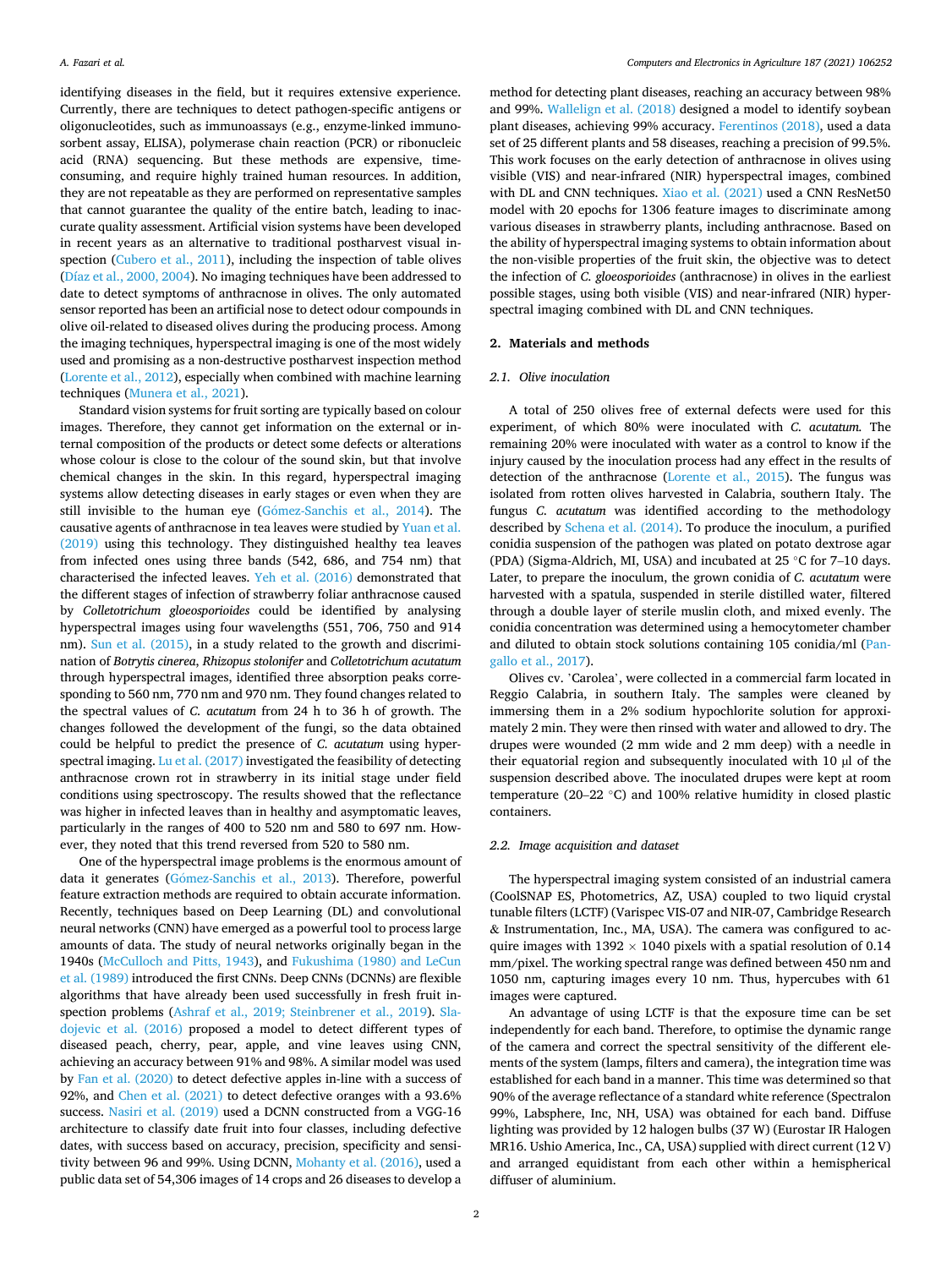identifying diseases in the field, but it requires extensive experience. Currently, there are techniques to detect pathogen-specific antigens or oligonucleotides, such as immunoassays (e.g., enzyme-linked immunosorbent assay, ELISA), polymerase chain reaction (PCR) or ribonucleic acid (RNA) sequencing. But these methods are expensive, time-consuming, and require highly trained human resources. In addition, they are not repeatable as they are performed on representative samples that cannot guarantee the quality of the entire batch, leading to inaccurate quality assessment. Artificial vision systems have been developed in recent years as an alternative to traditional postharvest visual inspection (Cubero et al., 2011), including the inspection of table olives (Díaz et al., 2000, 2004). No imaging techniques have been addressed to date to detect symptoms of anthracnose in olives. The only automated sensor reported has been an artificial nose to detect odour compounds in olive oil-related to diseased olives during the producing process. Among the imaging techniques, hyperspectral imaging is one of the most widely used and promising as a non-destructive postharvest inspection method (Lorente et al., 2012), especially when combined with machine learning techniques (Munera et al., 2021).

Standard vision systems for fruit sorting are typically based on colour images. Therefore, they cannot get information on the external or internal composition of the products or detect some defects or alterations whose colour is close to the colour of the sound skin, but that involve chemical changes in the skin. In this regard, hyperspectral imaging systems allow detecting diseases in early stages or even when they are still invisible to the human eye (Gómez-Sanchis et al., 2014). The causative agents of anthracnose in tea leaves were studied by Yuan et al. (2019) using this technology. They distinguished healthy tea leaves from infected ones using three bands (542, 686, and 754 nm) that characterised the infected leaves. Yeh et al. (2016) demonstrated that the different stages of infection of strawberry foliar anthracnose caused by *Colletotrichum gloeosporioides* could be identified by analysing hyperspectral images using four wavelengths (551, 706, 750 and 914 nm). Sun et al. (2015), in a study related to the growth and discrimination of *Botrytis cinerea*, *Rhizopus stolonifer* and *Colletotrichum acutatum* through hyperspectral images, identified three absorption peaks corresponding to 560 nm, 770 nm and 970 nm. They found changes related to the spectral values of *C. acutatum* from 24 h to 36 h of growth. The changes followed the development of the fungi, so the data obtained could be helpful to predict the presence of *C. acutatum* using hyperspectral imaging. Lu et al. (2017) investigated the feasibility of detecting anthracnose crown rot in strawberry in its initial stage under field conditions using spectroscopy. The results showed that the reflectance was higher in infected leaves than in healthy and asymptomatic leaves, particularly in the ranges of 400 to 520 nm and 580 to 697 nm. However, they noted that this trend reversed from 520 to 580 nm.

One of the hyperspectral image problems is the enormous amount of data it generates (Gómez-Sanchis et al., 2013). Therefore, powerful feature extraction methods are required to obtain accurate information. Recently, techniques based on Deep Learning (DL) and convolutional neural networks (CNN) have emerged as a powerful tool to process large amounts of data. The study of neural networks originally began in the 1940s (McCulloch and Pitts, 1943), and Fukushima (1980) and LeCun et al. (1989) introduced the first CNNs. Deep CNNs (DCNNs) are flexible algorithms that have already been used successfully in fresh fruit inspection problems (Ashraf et al., 2019; Steinbrener et al., 2019). Sladojevic et al. (2016) proposed a model to detect different types of diseased peach, cherry, pear, apple, and vine leaves using CNN, achieving an accuracy between 91% and 98%. A similar model was used by Fan et al. (2020) to detect defective apples in-line with a success of 92%, and Chen et al. (2021) to detect defective oranges with a 93.6% success. Nasiri et al. (2019) used a DCNN constructed from a VGG-16 architecture to classify date fruit into four classes, including defective dates, with success based on accuracy, precision, specificity and sensitivity between 96 and 99%. Using DCNN, Mohanty et al. (2016), used a public data set of 54,306 images of 14 crops and 26 diseases to develop a method for detecting plant diseases, reaching an accuracy between 98% and 99%. Wallelign et al. (2018) designed a model to identify soybean plant diseases, achieving 99% accuracy. Ferentinos (2018), used a data set of 25 different plants and 58 diseases, reaching a precision of 99.5%. This work focuses on the early detection of anthracnose in olives using visible (VIS) and near-infrared (NIR) hyperspectral images, combined with DL and CNN techniques. Xiao et al. (2021) used a CNN ResNet50 model with 20 epochs for 1306 feature images to discriminate among various diseases in strawberry plants, including anthracnose. Based on the ability of hyperspectral imaging systems to obtain information about the non-visible properties of the fruit skin, the objective was to detect the infection of *C. gloeosporioides* (anthracnose) in olives in the earliest possible stages, using both visible (VIS) and near-infrared (NIR) hyperspectral imaging combined with DL and CNN techniques.

## 2. Materials and methods

### 2.1. Olive inoculation

A total of 250 olives free of external defects were used for this experiment, of which 80% were inoculated with *C. acutatum.* The remaining 20% were inoculated with water as a control to know if the injury caused by the inoculation process had any effect in the results of detection of the anthracnose (Lorente et al., 2015). The fungus was isolated from rotten olives harvested in Calabria, southern Italy. The fungus *C. acutatum* was identified according to the methodology described by Schena et al. (2014). To produce the inoculum, a purified conidia suspension of the pathogen was plated on potato dextrose agar (PDA) (Sigma-Aldrich, MI, USA) and incubated at 25 °C for 7–10 days. Later, to prepare the inoculum, the grown conidia of *C. acutatum* were harvested with a spatula, suspended in sterile distilled water, filtered through a double layer of sterile muslin cloth, and mixed evenly. The conidia concentration was determined using a hemocytometer chamber and diluted to obtain stock solutions containing 105 conidia/ml (Pangallo et al., 2017).

Olives cv. 'Carolea', were collected in a commercial farm located in Reggio Calabria, in southern Italy. The samples were cleaned by immersing them in a 2% sodium hypochlorite solution for approximately 2 min. They were then rinsed with water and allowed to dry. The drupes were wounded (2 mm wide and 2 mm deep) with a needle in their equatorial region and subsequently inoculated with 10 μl of the suspension described above. The inoculated drupes were kept at room temperature (20–22 °C) and 100% relative humidity in closed plastic containers.

### 2.2. Image acquisition and dataset

The hyperspectral imaging system consisted of an industrial camera (CoolSNAP ES, Photometrics, AZ, USA) coupled to two liquid crystal tunable filters (LCTF) (Varispec VIS-07 and NIR-07, Cambridge Research & Instrumentation, Inc., MA, USA). The camera was configured to acquire images with 1392 × 1040 pixels with a spatial resolution of 0.14 mm/pixel. The working spectral range was defined between 450 nm and 1050 nm, capturing images every 10 nm. Thus, hypercubes with 61 images were captured.

An advantage of using LCTF is that the exposure time can be set independently for each band. Therefore, to optimise the dynamic range of the camera and correct the spectral sensitivity of the different elements of the system (lamps, filters and camera), the integration time was established for each band in a manner. This time was determined so that 90% of the average reflectance of a standard white reference (Spectralon 99%, Labsphere, Inc, NH, USA) was obtained for each band. Diffuse lighting was provided by 12 halogen bulbs (37 W) (Eurostar IR Halogen MR16. Ushio America, Inc., CA, USA) supplied with direct current (12 V) and arranged equidistant from each other within a hemispherical diffuser of aluminium.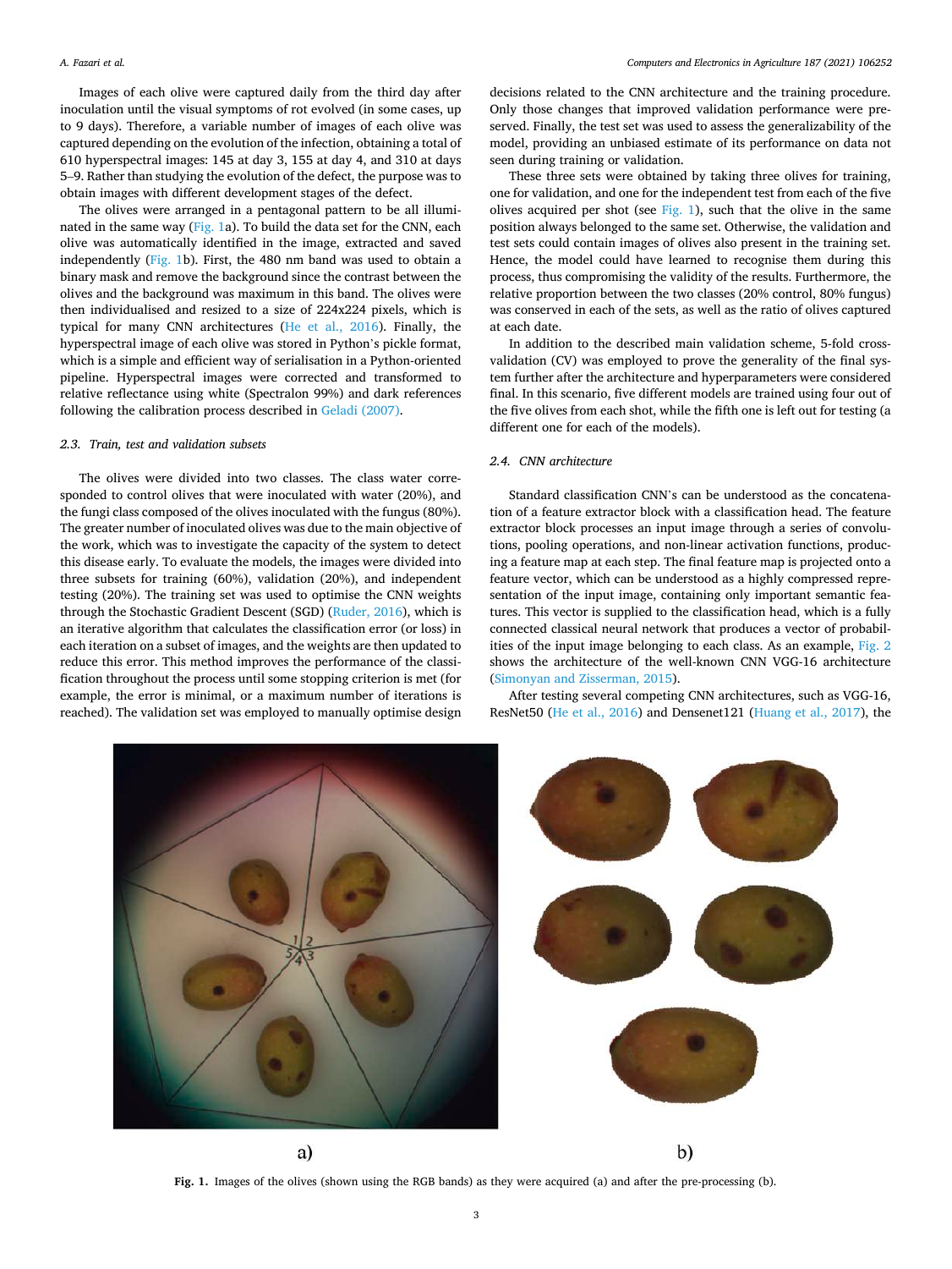Images of each olive were captured daily from the third day after inoculation until the visual symptoms of rot evolved (in some cases, up to 9 days). Therefore, a variable number of images of each olive was captured depending on the evolution of the infection, obtaining a total of 610 hyperspectral images: 145 at day 3, 155 at day 4, and 310 at days 5–9. Rather than studying the evolution of the defect, the purpose was to obtain images with different development stages of the defect.

The olives were arranged in a pentagonal pattern to be all illuminated in the same way (Fig. 1a). To build the data set for the CNN, each olive was automatically identified in the image, extracted and saved independently (Fig. 1b). First, the 480 nm band was used to obtain a binary mask and remove the background since the contrast between the olives and the background was maximum in this band. The olives were then individualised and resized to a size of 224x224 pixels, which is typical for many CNN architectures (He et al., 2016). Finally, the hyperspectral image of each olive was stored in Python's pickle format, which is a simple and efficient way of serialisation in a Python-oriented pipeline. Hyperspectral images were corrected and transformed to relative reflectance using white (Spectralon 99%) and dark references following the calibration process described in Geladi (2007).

### 2.3. Train, test and validation subsets

The olives were divided into two classes. The class water corresponded to control olives that were inoculated with water (20%), and the fungi class composed of the olives inoculated with the fungus (80%). The greater number of inoculated olives was due to the main objective of the work, which was to investigate the capacity of the system to detect this disease early. To evaluate the models, the images were divided into three subsets for training (60%), validation (20%), and independent testing (20%). The training set was used to optimise the CNN weights through the Stochastic Gradient Descent (SGD) (Ruder, 2016), which is an iterative algorithm that calculates the classification error (or loss) in each iteration on a subset of images, and the weights are then updated to reduce this error. This method improves the performance of the classification throughout the process until some stopping criterion is met (for example, the error is minimal, or a maximum number of iterations is reached). The validation set was employed to manually optimise design decisions related to the CNN architecture and the training procedure. Only those changes that improved validation performance were preserved. Finally, the test set was used to assess the generalizability of the model, providing an unbiased estimate of its performance on data not seen during training or validation.

These three sets were obtained by taking three olives for training, one for validation, and one for the independent test from each of the five olives acquired per shot (see Fig. 1), such that the olive in the same position always belonged to the same set. Otherwise, the validation and test sets could contain images of olives also present in the training set. Hence, the model could have learned to recognise them during this process, thus compromising the validity of the results. Furthermore, the relative proportion between the two classes (20% control, 80% fungus) was conserved in each of the sets, as well as the ratio of olives captured at each date.

In addition to the described main validation scheme, 5-fold cross-validation (CV) was employed to prove the generality of the final system further after the architecture and hyperparameters were considered final. In this scenario, five different models are trained using four out of the five olives from each shot, while the fifth one is left out for testing (a different one for each of the models).

### 2.4. CNN architecture

Standard classification CNN's can be understood as the concatenation of a feature extractor block with a classification head. The feature extractor block processes an input image through a series of convolutions, pooling operations, and non-linear activation functions, producing a feature map at each step. The final feature map is projected onto a feature vector, which can be understood as a highly compressed representation of the input image, containing only important semantic features. This vector is supplied to the classification head, which is a fully connected classical neural network that produces a vector of probabilities of the input image belonging to each class. As an example, Fig. 2 shows the architecture of the well-known CNN VGG-16 architecture (Simonyan and Zisserman, 2015).

After testing several competing CNN architectures, such as VGG-16, ResNet50 (He et al., 2016) and Densenet121 (Huang et al., 2017), the

**Fig. 1.** Images of the olives (shown using the RGB bands) as they were acquired (a) and after the pre-processing (b).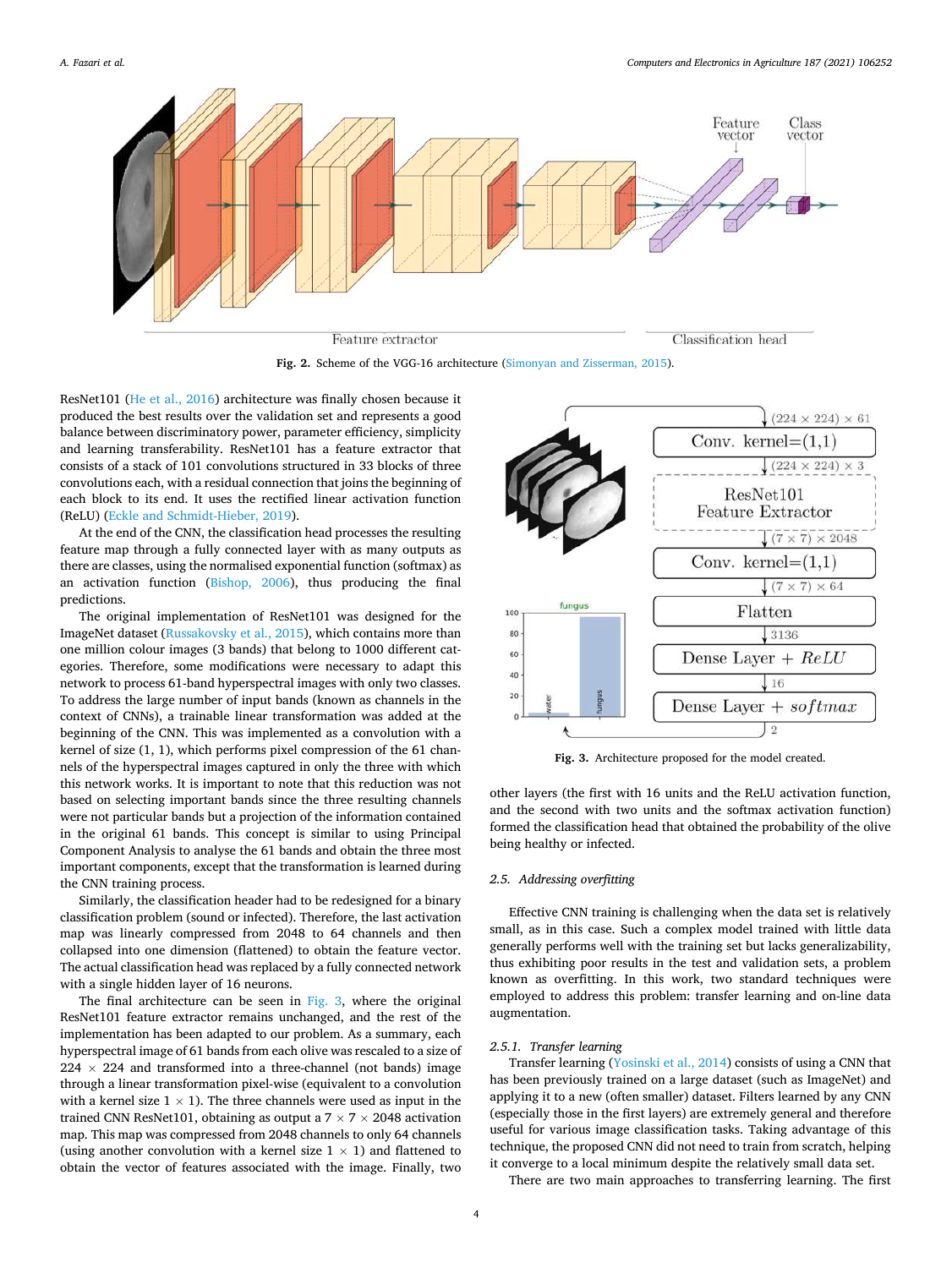Fig. 2. Scheme of the VGG-16 architecture (Simonyan and Zisserman, 2015).

ResNet101 (He et al., 2016) architecture was finally chosen because it produced the best results over the validation set and represents a good balance between discriminatory power, parameter efficiency, simplicity and learning transferability. ResNet101 has a feature extractor that consists of a stack of 101 convolutions structured in 33 blocks of three convolutions each, with a residual connection that joins the beginning of each block to its end. It uses the rectified linear activation function (ReLU) (Eckle and Schmidt-Hieber, 2019).

At the end of the CNN, the classification head processes the resulting feature map through a fully connected layer with as many outputs as there are classes, using the normalised exponential function (softmax) as an activation function (Bishop, 2006), thus producing the final predictions.

The original implementation of ResNet101 was designed for the ImageNet dataset (Russakovsky et al., 2015), which contains more than one million colour images (3 bands) that belong to 1000 different categories. Therefore, some modifications were necessary to adapt this network to process 61-band hyperspectral images with only two classes. To address the large number of input bands (known as channels in the context of CNNs), a trainable linear transformation was added at the beginning of the CNN. This was implemented as a convolution with a kernel of size (1, 1), which performs pixel compression of the 61 channels of the hyperspectral images captured in only the three with which this network works. It is important to note that this reduction was not based on selecting important bands since the three resulting channels were not particular bands but a projection of the information contained in the original 61 bands. This concept is similar to using Principal Component Analysis to analyse the 61 bands and obtain the three most important components, except that the transformation is learned during the CNN training process.

Similarly, the classification header had to be redesigned for a binary classification problem (sound or infected). Therefore, the last activation map was linearly compressed from 2048 to 64 channels and then collapsed into one dimension (flattened) to obtain the feature vector. The actual classification head was replaced by a fully connected network with a single hidden layer of 16 neurons.

The final architecture can be seen in Fig. 3, where the original ResNet101 feature extractor remains unchanged, and the rest of the implementation has been adapted to our problem. As a summary, each hyperspectral image of 61 bands from each olive was rescaled to a size of 224 × 224 and transformed into a three-channel (not bands) image through a linear transformation pixel-wise (equivalent to a convolution with a kernel size 1 × 1). The three channels were used as input in the trained CNN ResNet101, obtaining as output a 7 × 7 × 2048 activation map. This map was compressed from 2048 channels to only 64 channels (using another convolution with a kernel size 1 × 1) and flattened to obtain the vector of features associated with the image. Finally, two other layers (the first with 16 units and the ReLU activation function, and the second with two units and the softmax activation function) formed the classification head that obtained the probability of the olive being healthy or infected.

Fig. 3. Architecture proposed for the model created.

### 2.5. Addressing overfitting

Effective CNN training is challenging when the data set is relatively small, as in this case. Such a complex model trained with little data generally performs well with the training set but lacks generalizability, thus exhibiting poor results in the test and validation sets, a problem known as overfitting. In this work, two standard techniques were employed to address this problem: transfer learning and on-line data augmentation.

#### 2.5.1. Transfer learning

Transfer learning (Yosinski et al., 2014) consists of using a CNN that has been previously trained on a large dataset (such as ImageNet) and applying it to a new (often smaller) dataset. Filters learned by any CNN (especially those in the first layers) are extremely general and therefore useful for various image classification tasks. Taking advantage of this technique, the proposed CNN did not need to train from scratch, helping it converge to a local minimum despite the relatively small data set.

There are two main approaches to transferring learning. The first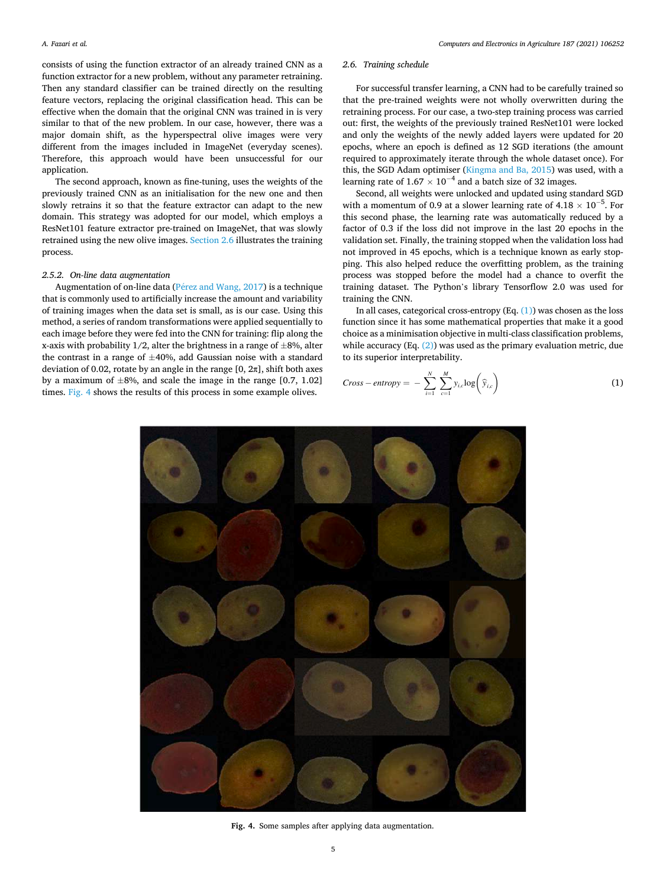consists of using the function extractor of an already trained CNN as a function extractor for a new problem, without any parameter retraining. Then any standard classifier can be trained directly on the resulting feature vectors, replacing the original classification head. This can be effective when the domain that the original CNN was trained in is very similar to that of the new problem. In our case, however, there was a major domain shift, as the hyperspectral olive images were very different from the images included in ImageNet (everyday scenes). Therefore, this approach would have been unsuccessful for our application.

The second approach, known as fine-tuning, uses the weights of the previously trained CNN as an initialisation for the new one and then slowly retrains it so that the feature extractor can adapt to the new domain. This strategy was adopted for our model, which employs a ResNet101 feature extractor pre-trained on ImageNet, that was slowly retrained using the new olive images. Section 2.6 illustrates the training process.

#### 2.5.2. On-line data augmentation

Augmentation of on-line data (Pérez and Wang, 2017) is a technique that is commonly used to artificially increase the amount and variability of training images when the data set is small, as is our case. Using this method, a series of random transformations were applied sequentially to each image before they were fed into the CNN for training: flip along the x-axis with probability 1/2, alter the brightness in a range of $\pm 8\%$, alter the contrast in a range of $\pm 40\%$, add Gaussian noise with a standard deviation of 0.02, rotate by an angle in the range $[0, 2\pi]$, shift both axes by a maximum of $\pm 8\%$, and scale the image in the range [0.7, 1.02] times. Fig. 4 shows the results of this process in some example olives.

### 2.6. Training schedule

For successful transfer learning, a CNN had to be carefully trained so that the pre-trained weights were not wholly overwritten during the retraining process. For our case, a two-step training process was carried out: first, the weights of the previously trained ResNet101 were locked and only the weights of the newly added layers were updated for 20 epochs, where an epoch is defined as 12 SGD iterations (the amount required to approximately iterate through the whole dataset once). For this, the SGD Adam optimiser (Kingma and Ba, 2015) was used, with a learning rate of $1.67 \times 10^{-4}$ and a batch size of 32 images.

Second, all weights were unlocked and updated using standard SGD with a momentum of 0.9 at a slower learning rate of $4.18 \times 10^{-5}$. For this second phase, the learning rate was automatically reduced by a factor of 0.3 if the loss did not improve in the last 20 epochs in the validation set. Finally, the training stopped when the validation loss had not improved in 45 epochs, which is a technique known as early stopping. This also helped reduce the overfitting problem, as the training process was stopped before the model had a chance to overfit the training dataset. The Python's library Tensorflow 2.0 was used for training the CNN.

In all cases, categorical cross-entropy (Eq. (1)) was chosen as the loss function since it has some mathematical properties that make it a good choice as a minimisation objective in multi-class classification problems, while accuracy (Eq. (2)) was used as the primary evaluation metric, due to its superior interpretability.

$$Cross-entropy = -\sum_{i=1}^{N}\sum_{c=1}^{M} y_{i,c}\log\left(\widehat{y}_{i,c}\right) \quad (1)$$

**Fig. 4.** Some samples after applying data augmentation.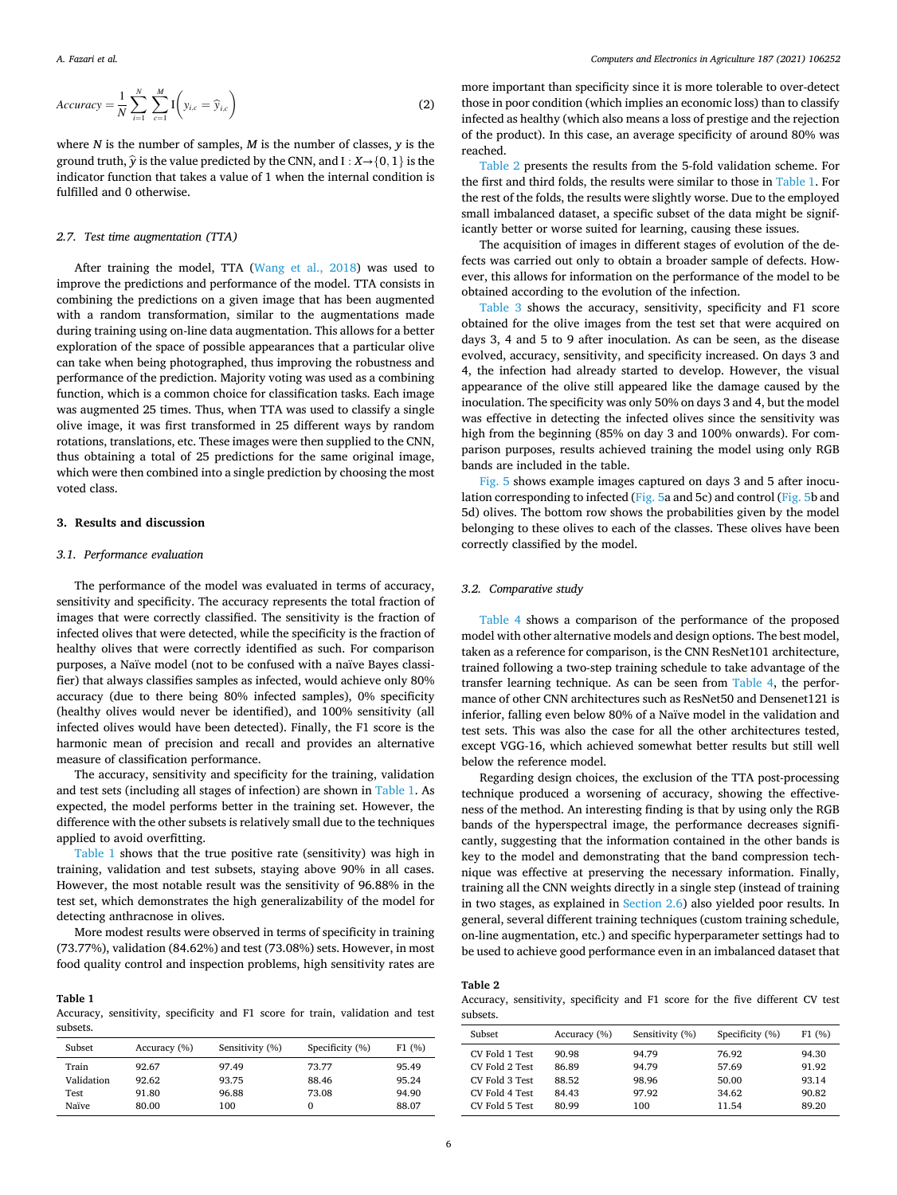$$Accuracy = \frac{1}{N}\sum_{i=1}^{N}\sum_{c=1}^{M} \mathrm{I}\left(y_{i,c} = \widehat{y}_{i,c}\right) \tag{2}$$

where $N$ is the number of samples, $M$ is the number of classes, $y$ is the ground truth, $\widehat{y}$ is the value predicted by the CNN, and $\mathrm{I} : X \rightarrow \{0, 1\}$ is the indicator function that takes a value of 1 when the internal condition is fulfilled and 0 otherwise.

### 2.7. Test time augmentation (TTA)

After training the model, TTA (Wang et al., 2018) was used to improve the predictions and performance of the model. TTA consists in combining the predictions on a given image that has been augmented with a random transformation, similar to the augmentations made during training using on-line data augmentation. This allows for a better exploration of the space of possible appearances that a particular olive can take when being photographed, thus improving the robustness and performance of the prediction. Majority voting was used as a combining function, which is a common choice for classification tasks. Each image was augmented 25 times. Thus, when TTA was used to classify a single olive image, it was first transformed in 25 different ways by random rotations, translations, etc. These images were then supplied to the CNN, thus obtaining a total of 25 predictions for the same original image, which were then combined into a single prediction by choosing the most voted class.

## 3. Results and discussion

### 3.1. Performance evaluation

The performance of the model was evaluated in terms of accuracy, sensitivity and specificity. The accuracy represents the total fraction of images that were correctly classified. The sensitivity is the fraction of infected olives that were detected, while the specificity is the fraction of healthy olives that were correctly identified as such. For comparison purposes, a Naïve model (not to be confused with a naïve Bayes classifier) that always classifies samples as infected, would achieve only 80% accuracy (due to there being 80% infected samples), 0% specificity (healthy olives would never be identified), and 100% sensitivity (all infected olives would have been detected). Finally, the F1 score is the harmonic mean of precision and recall and provides an alternative measure of classification performance.

The accuracy, sensitivity and specificity for the training, validation and test sets (including all stages of infection) are shown in Table 1. As expected, the model performs better in the training set. However, the difference with the other subsets is relatively small due to the techniques applied to avoid overfitting.

Table 1 shows that the true positive rate (sensitivity) was high in training, validation and test subsets, staying above 90% in all cases. However, the most notable result was the sensitivity of 96.88% in the test set, which demonstrates the high generalizability of the model for detecting anthracnose in olives.

More modest results were observed in terms of specificity in training (73.77%), validation (84.62%) and test (73.08%) sets. However, in most food quality control and inspection problems, high sensitivity rates are more important than specificity since it is more tolerable to over-detect those in poor condition (which implies an economic loss) than to classify infected as healthy (which also means a loss of prestige and the rejection of the product). In this case, an average specificity of around 80% was reached.

**Table 1**
Accuracy, sensitivity, specificity and F1 score for train, validation and test subsets.

| Subset | Accuracy (%) | Sensitivity (%) | Specificity (%) | F1 (%) |
|---|---|---|---|---|
| Train | 92.67 | 97.49 | 73.77 | 95.49 |
| Validation | 92.62 | 93.75 | 88.46 | 95.24 |
| Test | 91.80 | 96.88 | 73.08 | 94.90 |
| Naïve | 80.00 | 100 | 0 | 88.07 |

Table 2 presents the results from the 5-fold validation scheme. For the first and third folds, the results were similar to those in Table 1. For the rest of the folds, the results were slightly worse. Due to the employed small imbalanced dataset, a specific subset of the data might be significantly better or worse suited for learning, causing these issues.

The acquisition of images in different stages of evolution of the defects was carried out only to obtain a broader sample of defects. However, this allows for information on the performance of the model to be obtained according to the evolution of the infection.

Table 3 shows the accuracy, sensitivity, specificity and F1 score obtained for the olive images from the test set that were acquired on days 3, 4 and 5 to 9 after inoculation. As can be seen, as the disease evolved, accuracy, sensitivity, and specificity increased. On days 3 and 4, the infection had already started to develop. However, the visual appearance of the olive still appeared like the damage caused by the inoculation. The specificity was only 50% on days 3 and 4, but the model was effective in detecting the infected olives since the sensitivity was high from the beginning (85% on day 3 and 100% onwards). For comparison purposes, results achieved training the model using only RGB bands are included in the table.

Fig. 5 shows example images captured on days 3 and 5 after inoculation corresponding to infected (Fig. 5a and 5c) and control (Fig. 5b and 5d) olives. The bottom row shows the probabilities given by the model belonging to these olives to each of the classes. These olives have been correctly classified by the model.

### 3.2. Comparative study

Table 4 shows a comparison of the performance of the proposed model with other alternative models and design options. The best model, taken as a reference for comparison, is the CNN ResNet101 architecture, trained following a two-step training schedule to take advantage of the transfer learning technique. As can be seen from Table 4, the performance of other CNN architectures such as ResNet50 and Densenet121 is inferior, falling even below 80% of a Naïve model in the validation and test sets. This was also the case for all the other architectures tested, except VGG-16, which achieved somewhat better results but still well below the reference model.

Regarding design choices, the exclusion of the TTA post-processing technique produced a worsening of accuracy, showing the effectiveness of the method. An interesting finding is that by using only the RGB bands of the hyperspectral image, the performance decreases significantly, suggesting that the information contained in the other bands is key to the model and demonstrating that the band compression technique was effective at preserving the necessary information. Finally, training all the CNN weights directly in a single step (instead of training in two stages, as explained in Section 2.6) also yielded poor results. In general, several different training techniques (custom training schedule, on-line augmentation, etc.) and specific hyperparameter settings had to be used to achieve good performance even in an imbalanced dataset that

**Table 2**
Accuracy, sensitivity, specificity and F1 score for the five different CV test subsets.

| Subset | Accuracy (%) | Sensitivity (%) | Specificity (%) | F1 (%) |
|---|---|---|---|---|
| CV Fold 1 Test | 90.98 | 94.79 | 76.92 | 94.30 |
| CV Fold 2 Test | 86.89 | 94.79 | 57.69 | 91.92 |
| CV Fold 3 Test | 88.52 | 98.96 | 50.00 | 93.14 |
| CV Fold 4 Test | 84.43 | 97.92 | 34.62 | 90.82 |
| CV Fold 5 Test | 80.99 | 100 | 11.54 | 89.20 |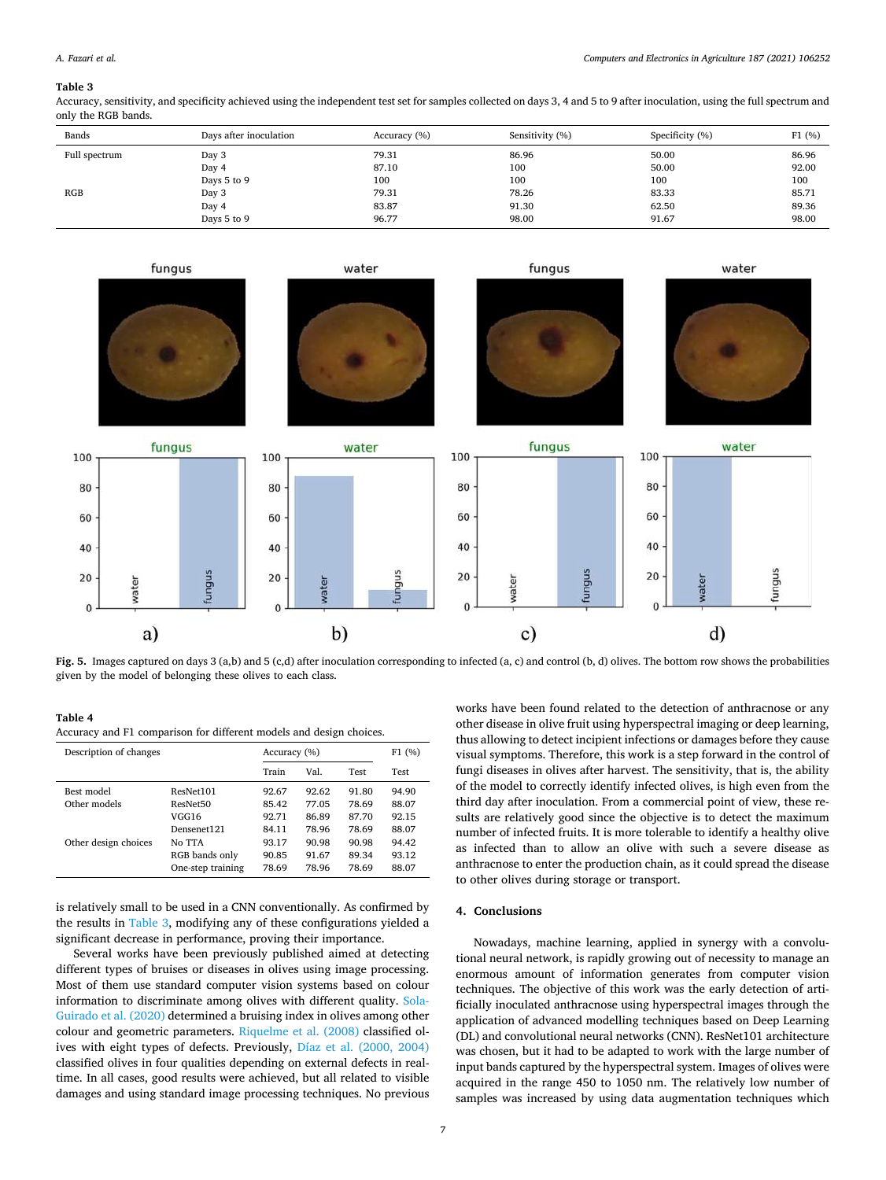**Table 3**
Accuracy, sensitivity, and specificity achieved using the independent test set for samples collected on days 3, 4 and 5 to 9 after inoculation, using the full spectrum and only the RGB bands.

| Bands | Days after inoculation | Accuracy (%) | Sensitivity (%) | Specificity (%) | F1 (%) |
|---|---|---|---|---|---|
| Full spectrum | Day 3 | 79.31 | 86.96 | 50.00 | 86.96 |
| | Day 4 | 87.10 | 100 | 50.00 | 92.00 |
| | Days 5 to 9 | 100 | 100 | 100 | 100 |
| RGB | Day 3 | 79.31 | 78.26 | 83.33 | 85.71 |
| | Day 4 | 83.87 | 91.30 | 62.50 | 89.36 |
| | Days 5 to 9 | 96.77 | 98.00 | 91.67 | 98.00 |

**Fig. 5.** Images captured on days 3 (a,b) and 5 (c,d) after inoculation corresponding to infected (a, c) and control (b, d) olives. The bottom row shows the probabilities given by the model of belonging these olives to each class.

**Table 4**
Accuracy and F1 comparison for different models and design choices.

| Description of changes | | Accuracy (%) | | | F1 (%) |
|---|---|---|---|---|---|
| | | Train | Val. | Test | Test |
| Best model | ResNet101 | 92.67 | 92.62 | 91.80 | 94.90 |
| Other models | ResNet50 | 85.42 | 77.05 | 78.69 | 88.07 |
| | VGG16 | 92.71 | 86.89 | 87.70 | 92.15 |
| | Densenet121 | 84.11 | 78.96 | 78.69 | 88.07 |
| Other design choices | No TTA | 93.17 | 90.98 | 90.98 | 94.42 |
| | RGB bands only | 90.85 | 91.67 | 89.34 | 93.12 |
| | One-step training | 78.69 | 78.96 | 78.69 | 88.07 |

is relatively small to be used in a CNN conventionally. As confirmed by the results in Table 3, modifying any of these configurations yielded a significant decrease in performance, proving their importance.

Several works have been previously published aimed at detecting different types of bruises or diseases in olives using image processing. Most of them use standard computer vision systems based on colour information to discriminate among olives with different quality. Sola-Guirado et al. (2020) determined a bruising index in olives among other colour and geometric parameters. Riquelme et al. (2008) classified olives with eight types of defects. Previously, Díaz et al. (2000, 2004) classified olives in four qualities depending on external defects in real-time. In all cases, good results were achieved, but all related to visible damages and using standard image processing techniques. No previous works have been found related to the detection of anthracnose or any other disease in olive fruit using hyperspectral imaging or deep learning, thus allowing to detect incipient infections or damages before they cause visual symptoms. Therefore, this work is a step forward in the control of fungi diseases in olives after harvest. The sensitivity, that is, the ability of the model to correctly identify infected olives, is high even from the third day after inoculation. From a commercial point of view, these results are relatively good since the objective is to detect the maximum number of infected fruits. It is more tolerable to identify a healthy olive as infected than to allow an olive with such a severe disease as anthracnose to enter the production chain, as it could spread the disease to other olives during storage or transport.

## 4. Conclusions

Nowadays, machine learning, applied in synergy with a convolutional neural network, is rapidly growing out of necessity to manage an enormous amount of information generates from computer vision techniques. The objective of this work was the early detection of artificially inoculated anthracnose using hyperspectral images through the application of advanced modelling techniques based on Deep Learning (DL) and convolutional neural networks (CNN). ResNet101 architecture was chosen, but it had to be adapted to work with the large number of input bands captured by the hyperspectral system. Images of olives were acquired in the range 450 to 1050 nm. The relatively low number of samples was increased by using data augmentation techniques which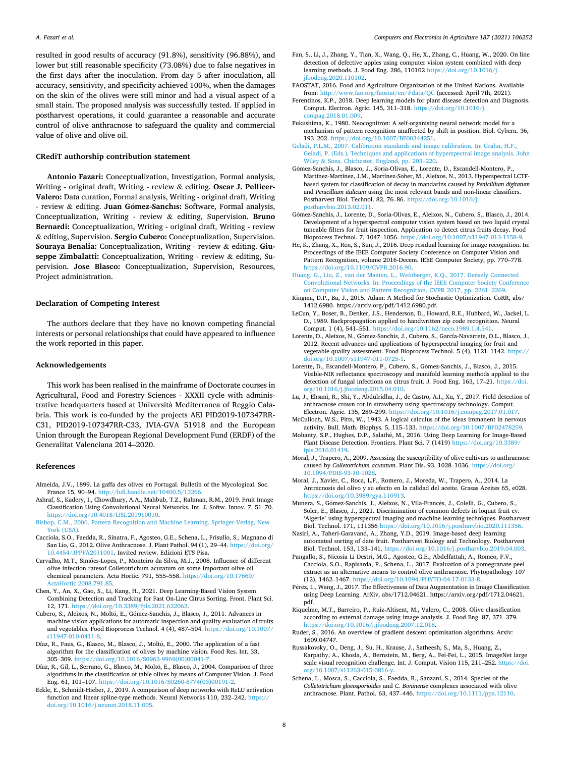resulted in good results of accuracy (91.8%), sensitivity (96.88%), and lower but still reasonable specificity (73.08%) due to false negatives in the first days after the inoculation. From day 5 after inoculation, all accuracy, sensitivity, and specificity achieved 100%, when the damages on the skin of the olives were still minor and had a visual aspect of a small stain. The proposed analysis was successfully tested. If applied in postharvest operations, it could guarantee a reasonable and accurate control of olive anthracnose to safeguard the quality and commercial value of olive and olive oil.

## CRediT authorship contribution statement

**Antonio Fazari:** Conceptualization, Investigation, Formal analysis, Writing - original draft, Writing - review & editing. **Oscar J. Pellicer-Valero:** Data curation, Formal analysis, Writing - original draft, Writing - review & editing. **Juan Gómez-Sanchıs:** Software, Formal analysis, Conceptualization, Writing - review & editing, Supervision. **Bruno Bernardi:** Conceptualization, Writing - original draft, Writing - review & editing, Supervision. **Sergio Cubero:** Conceptualization, Supervision. **Souraya Benalia:** Conceptualization, Writing - review & editing. **Giuseppe Zimbalatti:** Conceptualization, Writing - review & editing, Supervision. **Jose Blasco:** Conceptualization, Supervision, Resources, Project administration.

## Declaration of Competing Interest

The authors declare that they have no known competing financial interests or personal relationships that could have appeared to influence the work reported in this paper.

## Acknowledgements

This work has been realised in the mainframe of Doctorate courses in Agricultural, Food and Forestry Sciences - XXXII cycle with administrative headquarters based at Università Mediterranea of Reggio Calabria. This work is co-funded by the projects AEI PID2019-107347RR-C31, PID2019-107347RR-C33, IVIA-GVA 51918 and the European Union through the European Regional Development Fund (ERDF) of the Generalitat Valenciana 2014–2020.

## References

Almeida, J.V., 1899. La gaffa des olives en Portugal. Bulletin of the Mycological. Soc. France 15, 90–94. http://hdl.handle.net/10400.5/13266.

Ashraf, S., Kadery, I., Chowdhury, A.A., Mahbub, T.Z., Rahman, R.M., 2019. Fruit Image Classification Using Convolutional Neural Networks. Int. J. Softw. Innov. 7, 51–70. https://doi.org/10.4018/IJSI.201910010.

Bishop, C.M., 2006. Pattern Recognition and Machine Learning. Springer-Verlag, New York (USA).

Cacciola, S.O., Faedda, R., Sinatra, F., Agosteo, G.E., Schena, L., Frisullo, S., Magnano di San Lio, G., 2012. Olive Anthracnose. J. Plant Pathol. 94 (1), 29–44. https://doi.org/10.4454/JPPFA2011001. Invited review. Edizioni ETS Pisa.

Carvalho, M.T., Simões-Lopes, P., Monteiro da Silva, M.J., 2008. Influence of different olive infection ratesof Colletotrichum acutatum on some important olive oil chemical parameters. Acta Hortic. 791, 555–558. https://doi.org/10.17660/ActaHortic.2008.791.85.

Chen, Y., An, X., Gao, S., Li, Kang, H., 2021. Deep Learning-Based Vision System Combining Detection and Tracking for Fast On-Line Citrus Sorting. Front. Plant Sci. 12, 171. https://doi.org/10.3389/fpls.2021.622062.

Cubero, S., Aleixos, N., Moltó, E., Gómez-Sanchis, J., Blasco, J., 2011. Advances in machine vision applications for automatic inspection and quality evaluation of fruits and vegetables. Food Bioprocess Technol. 4 (4), 487–504. https://doi.org/10.1007/s11947-010-0411-8.

Díaz, R., Faus, G., Blasco, M., Blasco, J., Moltó, E., 2000. The application of a fast algorithm for the classification of olives by machine vision. Food Res. Int. 33, 305–309. https://doi.org/10.1016/S0963-9969(00)00041-7.

Díaz, R., Gil, L., Serrano, G., Blasco, M., Moltó, E., Blasco, J., 2004. Comparison of three algorithms in the classification of table olives by means of Computer Vision. J. Food Eng. 61, 101–107. https://doi.org/10.1016/S0260-8774(03)00191-2.

Eckle, E., Schmidt-Hieber, J., 2019. A comparison of deep networks with ReLU activation function and linear spline-type methods. Neural Networks 110, 232–242. https://doi.org/10.1016/j.neunet.2018.11.005.

Fan, S., Li, J., Zhang, Y., Tian, X., Wang, Q., He, X., Zhang, C., Huang, W., 2020. On line detection of defective apples using computer vision system combined with deep learning methods. J. Food Eng. 286, 110102 https://doi.org/10.1016/j.jfoodeng.2020.110102.

FAOSTAT, 2016. Food and Agriculture Organization of the United Nations. Available from: http://www.fao.org/faostat/en/#data/QC (accessed: April 7th, 2021).

Ferentinos, K.P., 2018. Deep learning models for plant disease detection and Diagnosis. Comput. Electron. Agric. 145, 311–318. https://doi.org/10.1016/j.compag.2018.01.009.

Fukushima, K., 1980. Neocognitron: A self-organising neural network model for a mechanism of pattern recognition unaffected by shift in position. Biol. Cybern. 36, 193–202. https://doi.org/10.1007/BF00344251.

Geladi, P.L.M., 2007. Calibration standards and image calibration. In: Grahn, H.F., Geladi, P. (Eds.), Techniques and applications of hyperspectral image analysis. John Wiley & Sons, Chichester, England, pp. 203–220.

Gómez-Sanchis, J., Blasco, J., Soria-Olivas, E., Lorente, D., Escandell-Montero, P., Martínez-Martínez, J.M., Martínez-Sober, M., Aleixos, N., 2013. Hyperspectral LCTF-based system for classification of decay in mandarins caused by *Penicillium digitatum* and *Penicillium italicum* using the most relevant bands and non-linear classifiers. Postharvest Biol. Technol. 82, 76–86. https://doi.org/10.1016/j.postharvbio.2013.02.011.

Gómez-Sanchis, J., Lorente, D., Soria-Olivas, E., Aleixos, N., Cubero, S., Blasco, J., 2014. Development of a hyperspectral computer vision system based on two liquid crystal tuneable filters for fruit inspection. Application to detect citrus fruits decay. Food Bioprocess Technol. 7, 1047–1056. https://doi.org/10.1007/s11947-013-1158-9.

He, K., Zhang, X., Ren, S., Sun, J., 2016. Deep residual learning for image recognition. In: Proceedings of the IEEE Computer Society Conference on Computer Vision and Pattern Recognition, volume 2016-Decem. IEEE Computer Society, pp. 770–778. https://doi.org/10.1109/CVPR.2016.90.

Huang, G., Liu, Z., van der Maaten, L., Weinberger, K.Q., 2017. Densely Connected Convolutional Networks. In: Proceedings of the IEEE Computer Society Conference on Computer Vision and Pattern Recognition, CVPR 2017, pp. 2261–2269.

Kingma, D.P., Ba, J., 2015. Adam: A Method for Stochastic Optimization. CoRR, abs/1412.6980. https://arxiv.org/pdf/1412.6980.pdf.

LeCun, Y., Boser, B., Denker, J.S., Henderson, D., Howard, R.E., Hubbard, W., Jackel, L.D., 1989. Backpropagation applied to handwritten zip code recognition. Neural Comput. 1 (4), 541–551. https://doi.org/10.1162/neco.1989.1.4.541.

Lorente, D., Aleixos, N., Gómez-Sanchis, J., Cubero, S., García-Navarrete, O.L., Blasco, J., 2012. Recent advances and applications of hyperspectral imaging for fruit and vegetable quality assessment. Food Bioprocess Technol. 5 (4), 1121–1142. https://doi.org/10.1007/s11947-011-0725-1.

Lorente, D., Escandell-Montero, P., Cubero, S., Gómez-Sanchis, J., Blasco, J., 2015. Visible-NIR reflectance spectroscopy and manifold learning methods applied to the detection of fungal infections on citrus fruit. J. Food Eng. 163, 17–21. https://doi.org/10.1016/j.jfoodeng.2015.04.010.

Lu, J., Ehsani, R., Shi, Y., Abdulridha, J., de Castro, A.I., Xu, Y., 2017. Field detection of anthracnose crown rot in strawberry using spectroscopy technology. Comput. Electron. Agric. 135, 289–299. https://doi.org/10.1016/j.compag.2017.01.017.

McCulloch, W.S., Pitts, W., 1943. A logical calculus of the ideas immanent in nervous activity. Bull. Math. Biophys. 5, 115–133. https://doi.org/10.1007/BF02478259.

Mohanty, S.P., Hughes, D.P., Salathé, M., 2016. Using Deep Learning for Image-Based Plant Disease Detection. Frontiers. Plant Sci. 7 (1419) https://doi.org/10.3389/fpls.2016.01419.

Moral, J., Trapero, A., 2009. Assessing the susceptibility of olive cultivars to anthracnose caused by *Colletotrichum acutatum*. Plant Dis. 93, 1028–1036. https://doi.org/10.1094/PDIS-93-10-1028.

Moral, J., Xaviér, C., Roca, L.F., Romero, J., Moreda, W., Trapero, A., 2014. La Antracnosis del olivo y su efecto en la calidad del aceite. Grasas Aceites 65, e028. https://doi.org/10.3989/gya.110913.

Munera, S., Gómez-Sanchís, J., Aleixos, N., Vila-Francés, J., Colelli, G., Cubero, S., Soler, E., Blasco, J., 2021. Discrimination of common defects in loquat fruit cv. 'Algerie' using hyperspectral imaging and machine learning techniques. Postharvest Biol. Technol. 171, 111356 https://doi.org/10.1016/j.postharvbio.2020.111356.

Nasiri, A., Taheri-Garavand, A., Zhang, Y.D., 2019. Image-based deep learning automated sorting of date fruit. Postharvest Biology and Technology. Postharvest Biol. Technol. 153, 133–141. https://doi.org/10.1016/j.postharvbio.2019.04.003.

Pangallo, S., Nicosia Li Destri, M.G., Agosteo, G.E., Abdelfattah, A., Romeo, F.V., Cacciola, S.O., Rapisarda, P., Schena, L., 2017. Evaluation of a pomegranate peel extract as an alternative means to control olive anthracnose. Phytopathology 107 (12), 1462–1467. https://doi.org/10.1094/PHYTO-04-17-0133-R.

Pérez, L., Wang, J., 2017. The Effectiveness of Data Augmentation in Image Classification using Deep Learning. ArXiv, abs/1712.04621. https://arxiv.org/pdf/1712.04621.pdf.

Riquelme, M.T., Barreiro, P., Ruiz-Altisent, M., Valero, C., 2008. Olive classification according to external damage using image analysis. J. Food Eng. 87, 371–379. https://doi.org/10.1016/j.jfoodeng.2007.12.018.

Ruder, S., 2016. An overview of gradient descent optimisation algorithms. Arxiv: 1609.04747.

Russakovsky, O., Deng, J., Su, H., Krause, J., Satheesh, S., Ma, S., Huang, Z., Karpathy, A., Khosla, A., Bernstein, M., Berg, A., Fei-Fei, L., 2015. ImageNet large scale visual recognition challenge. Int. J. Comput. Vision 115, 211–252. https://doi.org/10.1007/s11263-015-0816-y.

Schena, L., Mosca, S., Cacciola, S., Faedda, R., Sanzani, S., 2014. Species of the *Colletotrichum gloeosporioides* and *C. Boninense* complexes associated with olive anthracnose. Plant. Pathol. 63, 437–446. https://doi.org/10.1111/ppa.12110.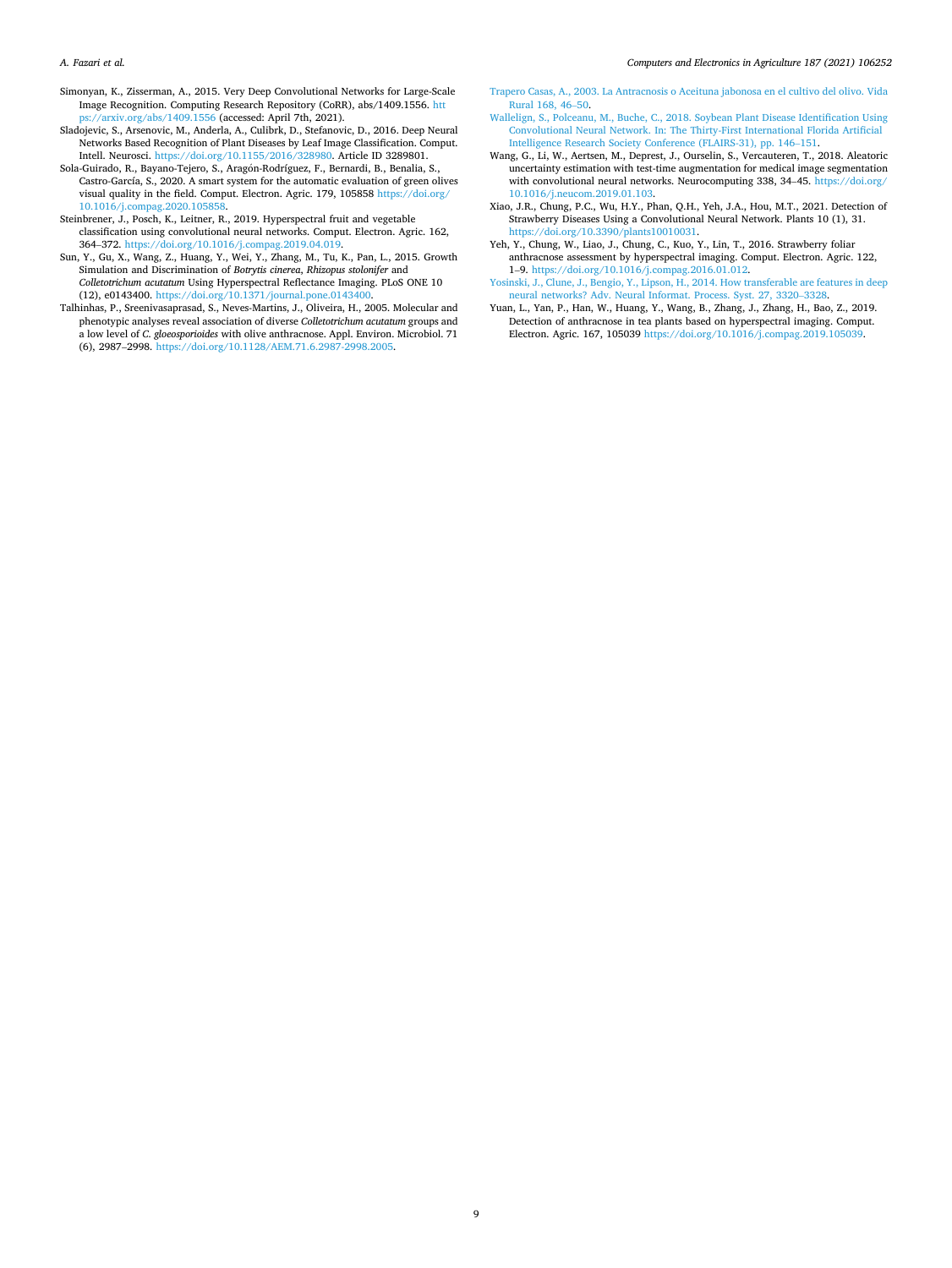Simonyan, K., Zisserman, A., 2015. Very Deep Convolutional Networks for Large-Scale Image Recognition. Computing Research Repository (CoRR), abs/1409.1556. https://arxiv.org/abs/1409.1556 (accessed: April 7th, 2021).

Sladojevic, S., Arsenovic, M., Anderla, A., Culibrk, D., Stefanovic, D., 2016. Deep Neural Networks Based Recognition of Plant Diseases by Leaf Image Classification. Comput. Intell. Neurosci. https://doi.org/10.1155/2016/328980. Article ID 3289801.

Sola-Guirado, R., Bayano-Tejero, S., Aragón-Rodríguez, F., Bernardi, B., Benalia, S., Castro-García, S., 2020. A smart system for the automatic evaluation of green olives visual quality in the field. Comput. Electron. Agric. 179, 105858 https://doi.org/10.1016/j.compag.2020.105858.

Steinbrener, J., Posch, K., Leitner, R., 2019. Hyperspectral fruit and vegetable classification using convolutional neural networks. Comput. Electron. Agric. 162, 364–372. https://doi.org/10.1016/j.compag.2019.04.019.

Sun, Y., Gu, X., Wang, Z., Huang, Y., Wei, Y., Zhang, M., Tu, K., Pan, L., 2015. Growth Simulation and Discrimination of *Botrytis cinerea*, *Rhizopus stolonifer* and *Colletotrichum acutatum* Using Hyperspectral Reflectance Imaging. PLoS ONE 10 (12), e0143400. https://doi.org/10.1371/journal.pone.0143400.

Talhinhas, P., Sreenivasaprasad, S., Neves-Martins, J., Oliveira, H., 2005. Molecular and phenotypic analyses reveal association of diverse *Colletotrichum acutatum* groups and a low level of *C. gloeosporioides* with olive anthracnose. Appl. Environ. Microbiol. 71 (6), 2987–2998. https://doi.org/10.1128/AEM.71.6.2987-2998.2005.

Trapero Casas, A., 2003. La Antracnosis o Aceituna jabonosa en el cultivo del olivo. Vida Rural 168, 46–50.

Wallelign, S., Polceanu, M., Buche, C., 2018. Soybean Plant Disease Identification Using Convolutional Neural Network. In: The Thirty-First International Florida Artificial Intelligence Research Society Conference (FLAIRS-31), pp. 146–151.

Wang, G., Li, W., Aertsen, M., Deprest, J., Ourselin, S., Vercauteren, T., 2018. Aleatoric uncertainty estimation with test-time augmentation for medical image segmentation with convolutional neural networks. Neurocomputing 338, 34–45. https://doi.org/10.1016/j.neucom.2019.01.103.

Xiao, J.R., Chung, P.C., Wu, H.Y., Phan, Q.H., Yeh, J.A., Hou, M.T., 2021. Detection of Strawberry Diseases Using a Convolutional Neural Network. Plants 10 (1), 31. https://doi.org/10.3390/plants10010031.

Yeh, Y., Chung, W., Liao, J., Chung, C., Kuo, Y., Lin, T., 2016. Strawberry foliar anthracnose assessment by hyperspectral imaging. Comput. Electron. Agric. 122, 1–9. https://doi.org/10.1016/j.compag.2016.01.012.

Yosinski, J., Clune, J., Bengio, Y., Lipson, H., 2014. How transferable are features in deep neural networks? Adv. Neural Informat. Process. Syst. 27, 3320–3328.

Yuan, L., Yan, P., Han, W., Huang, Y., Wang, B., Zhang, J., Zhang, H., Bao, Z., 2019. Detection of anthracnose in tea plants based on hyperspectral imaging. Comput. Electron. Agric. 167, 105039 https://doi.org/10.1016/j.compag.2019.105039.